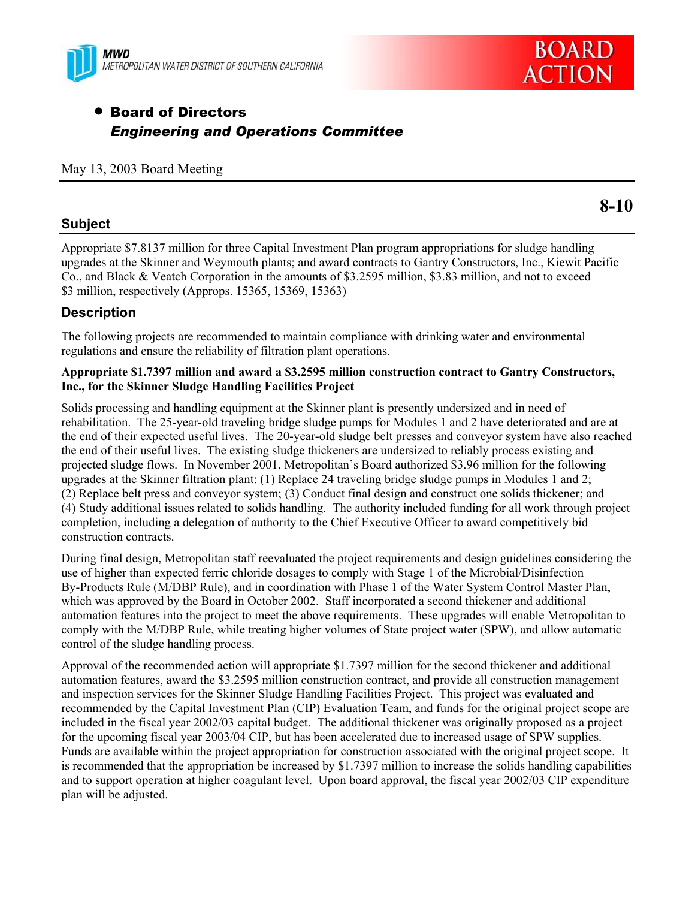MWD
METROPOLITAN WATER DISTRICT OF SOUTHERN CALIFORNIA

**BOARD ACTION**

- **Board of Directors**
  ***Engineering and Operations Committee***

May 13, 2003 Board Meeting

**8-10**

## Subject

Appropriate $7.8137 million for three Capital Investment Plan program appropriations for sludge handling upgrades at the Skinner and Weymouth plants; and award contracts to Gantry Constructors, Inc., Kiewit Pacific Co., and Black & Veatch Corporation in the amounts of $3.2595 million, $3.83 million, and not to exceed $3 million, respectively (Approps. 15365, 15369, 15363)

## Description

The following projects are recommended to maintain compliance with drinking water and environmental regulations and ensure the reliability of filtration plant operations.

**Appropriate $1.7397 million and award a $3.2595 million construction contract to Gantry Constructors, Inc., for the Skinner Sludge Handling Facilities Project**

Solids processing and handling equipment at the Skinner plant is presently undersized and in need of rehabilitation. The 25-year-old traveling bridge sludge pumps for Modules 1 and 2 have deteriorated and are at the end of their expected useful lives. The 20-year-old sludge belt presses and conveyor system have also reached the end of their useful lives. The existing sludge thickeners are undersized to reliably process existing and projected sludge flows. In November 2001, Metropolitan's Board authorized $3.96 million for the following upgrades at the Skinner filtration plant: (1) Replace 24 traveling bridge sludge pumps in Modules 1 and 2; (2) Replace belt press and conveyor system; (3) Conduct final design and construct one solids thickener; and (4) Study additional issues related to solids handling. The authority included funding for all work through project completion, including a delegation of authority to the Chief Executive Officer to award competitively bid construction contracts.

During final design, Metropolitan staff reevaluated the project requirements and design guidelines considering the use of higher than expected ferric chloride dosages to comply with Stage 1 of the Microbial/Disinfection By-Products Rule (M/DBP Rule), and in coordination with Phase 1 of the Water System Control Master Plan, which was approved by the Board in October 2002. Staff incorporated a second thickener and additional automation features into the project to meet the above requirements. These upgrades will enable Metropolitan to comply with the M/DBP Rule, while treating higher volumes of State project water (SPW), and allow automatic control of the sludge handling process.

Approval of the recommended action will appropriate $1.7397 million for the second thickener and additional automation features, award the $3.2595 million construction contract, and provide all construction management and inspection services for the Skinner Sludge Handling Facilities Project. This project was evaluated and recommended by the Capital Investment Plan (CIP) Evaluation Team, and funds for the original project scope are included in the fiscal year 2002/03 capital budget. The additional thickener was originally proposed as a project for the upcoming fiscal year 2003/04 CIP, but has been accelerated due to increased usage of SPW supplies. Funds are available within the project appropriation for construction associated with the original project scope. It is recommended that the appropriation be increased by $1.7397 million to increase the solids handling capabilities and to support operation at higher coagulant level. Upon board approval, the fiscal year 2002/03 CIP expenditure plan will be adjusted.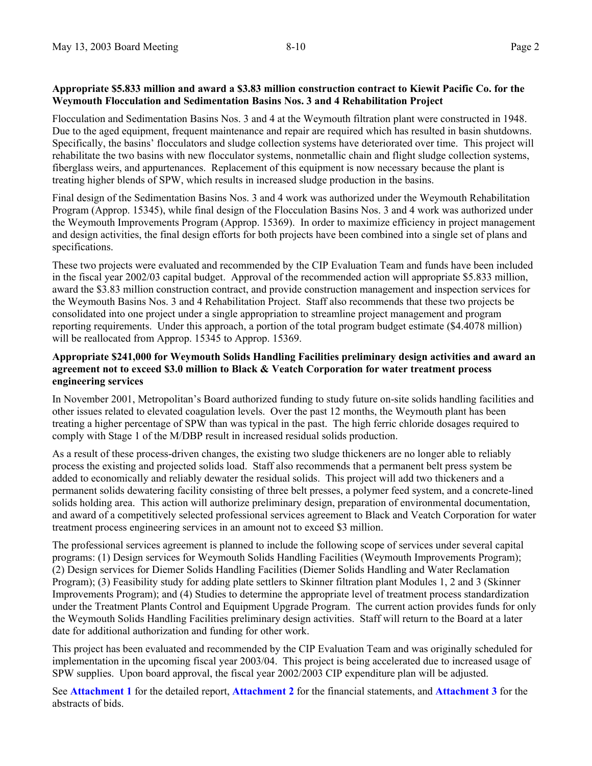**Appropriate $5.833 million and award a $3.83 million construction contract to Kiewit Pacific Co. for the Weymouth Flocculation and Sedimentation Basins Nos. 3 and 4 Rehabilitation Project**

Flocculation and Sedimentation Basins Nos. 3 and 4 at the Weymouth filtration plant were constructed in 1948. Due to the aged equipment, frequent maintenance and repair are required which has resulted in basin shutdowns. Specifically, the basins' flocculators and sludge collection systems have deteriorated over time. This project will rehabilitate the two basins with new flocculator systems, nonmetallic chain and flight sludge collection systems, fiberglass weirs, and appurtenances. Replacement of this equipment is now necessary because the plant is treating higher blends of SPW, which results in increased sludge production in the basins.

Final design of the Sedimentation Basins Nos. 3 and 4 work was authorized under the Weymouth Rehabilitation Program (Approp. 15345), while final design of the Flocculation Basins Nos. 3 and 4 work was authorized under the Weymouth Improvements Program (Approp. 15369). In order to maximize efficiency in project management and design activities, the final design efforts for both projects have been combined into a single set of plans and specifications.

These two projects were evaluated and recommended by the CIP Evaluation Team and funds have been included in the fiscal year 2002/03 capital budget. Approval of the recommended action will appropriate $5.833 million, award the $3.83 million construction contract, and provide construction management and inspection services for the Weymouth Basins Nos. 3 and 4 Rehabilitation Project. Staff also recommends that these two projects be consolidated into one project under a single appropriation to streamline project management and program reporting requirements. Under this approach, a portion of the total program budget estimate ($4.4078 million) will be reallocated from Approp. 15345 to Approp. 15369.

**Appropriate $241,000 for Weymouth Solids Handling Facilities preliminary design activities and award an agreement not to exceed $3.0 million to Black & Veatch Corporation for water treatment process engineering services**

In November 2001, Metropolitan's Board authorized funding to study future on-site solids handling facilities and other issues related to elevated coagulation levels. Over the past 12 months, the Weymouth plant has been treating a higher percentage of SPW than was typical in the past. The high ferric chloride dosages required to comply with Stage 1 of the M/DBP result in increased residual solids production.

As a result of these process-driven changes, the existing two sludge thickeners are no longer able to reliably process the existing and projected solids load. Staff also recommends that a permanent belt press system be added to economically and reliably dewater the residual solids. This project will add two thickeners and a permanent solids dewatering facility consisting of three belt presses, a polymer feed system, and a concrete-lined solids holding area. This action will authorize preliminary design, preparation of environmental documentation, and award of a competitively selected professional services agreement to Black and Veatch Corporation for water treatment process engineering services in an amount not to exceed $3 million.

The professional services agreement is planned to include the following scope of services under several capital programs: (1) Design services for Weymouth Solids Handling Facilities (Weymouth Improvements Program); (2) Design services for Diemer Solids Handling Facilities (Diemer Solids Handling and Water Reclamation Program); (3) Feasibility study for adding plate settlers to Skinner filtration plant Modules 1, 2 and 3 (Skinner Improvements Program); and (4) Studies to determine the appropriate level of treatment process standardization under the Treatment Plants Control and Equipment Upgrade Program. The current action provides funds for only the Weymouth Solids Handling Facilities preliminary design activities. Staff will return to the Board at a later date for additional authorization and funding for other work.

This project has been evaluated and recommended by the CIP Evaluation Team and was originally scheduled for implementation in the upcoming fiscal year 2003/04. This project is being accelerated due to increased usage of SPW supplies. Upon board approval, the fiscal year 2002/2003 CIP expenditure plan will be adjusted.

See **Attachment 1** for the detailed report, **Attachment 2** for the financial statements, and **Attachment 3** for the abstracts of bids.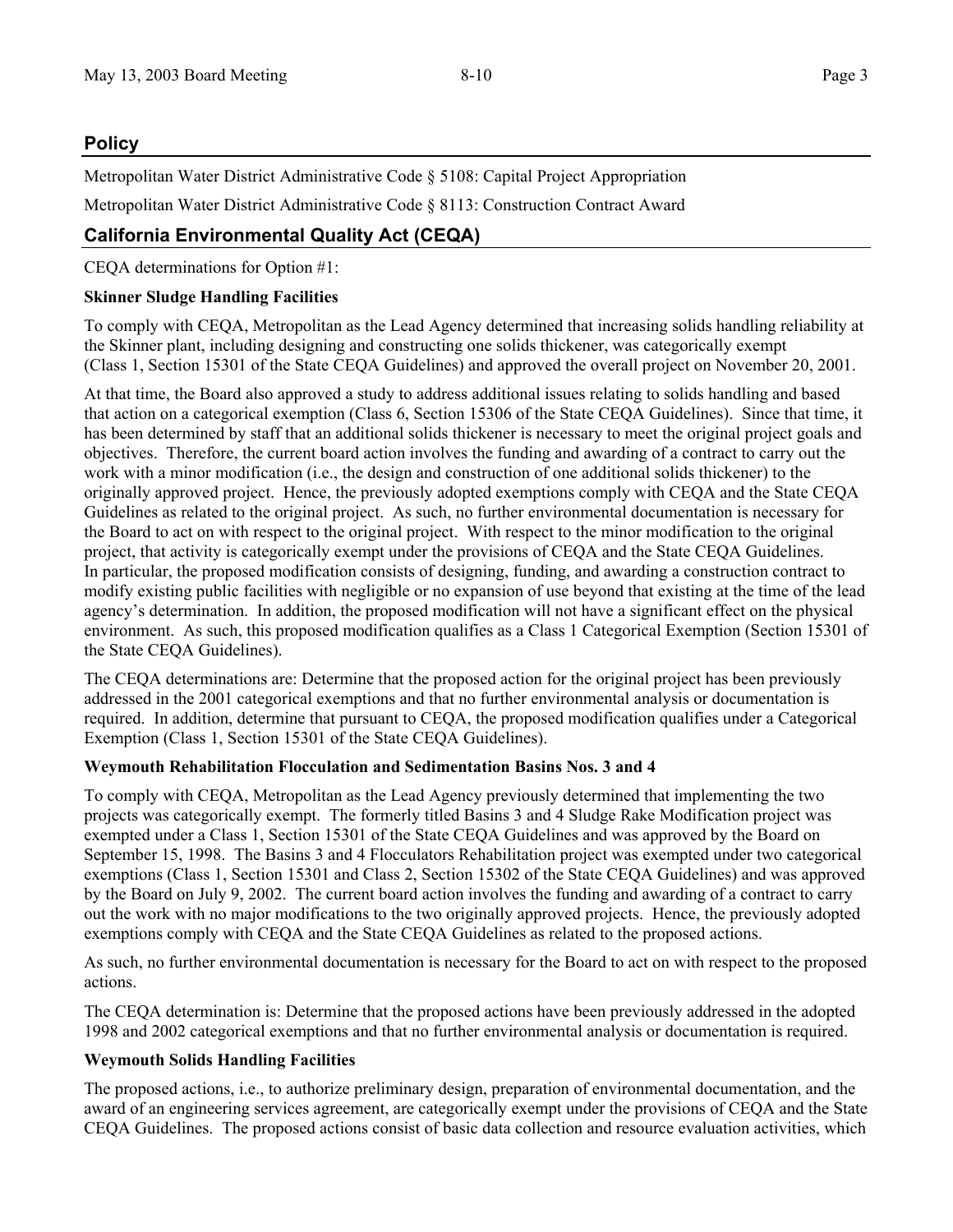## Policy

Metropolitan Water District Administrative Code § 5108: Capital Project Appropriation

Metropolitan Water District Administrative Code § 8113: Construction Contract Award

## California Environmental Quality Act (CEQA)

CEQA determinations for Option #1:

**Skinner Sludge Handling Facilities**

To comply with CEQA, Metropolitan as the Lead Agency determined that increasing solids handling reliability at the Skinner plant, including designing and constructing one solids thickener, was categorically exempt (Class 1, Section 15301 of the State CEQA Guidelines) and approved the overall project on November 20, 2001.

At that time, the Board also approved a study to address additional issues relating to solids handling and based that action on a categorical exemption (Class 6, Section 15306 of the State CEQA Guidelines). Since that time, it has been determined by staff that an additional solids thickener is necessary to meet the original project goals and objectives. Therefore, the current board action involves the funding and awarding of a contract to carry out the work with a minor modification (i.e., the design and construction of one additional solids thickener) to the originally approved project. Hence, the previously adopted exemptions comply with CEQA and the State CEQA Guidelines as related to the original project. As such, no further environmental documentation is necessary for the Board to act on with respect to the original project. With respect to the minor modification to the original project, that activity is categorically exempt under the provisions of CEQA and the State CEQA Guidelines. In particular, the proposed modification consists of designing, funding, and awarding a construction contract to modify existing public facilities with negligible or no expansion of use beyond that existing at the time of the lead agency's determination. In addition, the proposed modification will not have a significant effect on the physical environment. As such, this proposed modification qualifies as a Class 1 Categorical Exemption (Section 15301 of the State CEQA Guidelines).

The CEQA determinations are: Determine that the proposed action for the original project has been previously addressed in the 2001 categorical exemptions and that no further environmental analysis or documentation is required. In addition, determine that pursuant to CEQA, the proposed modification qualifies under a Categorical Exemption (Class 1, Section 15301 of the State CEQA Guidelines).

**Weymouth Rehabilitation Flocculation and Sedimentation Basins Nos. 3 and 4**

To comply with CEQA, Metropolitan as the Lead Agency previously determined that implementing the two projects was categorically exempt. The formerly titled Basins 3 and 4 Sludge Rake Modification project was exempted under a Class 1, Section 15301 of the State CEQA Guidelines and was approved by the Board on September 15, 1998. The Basins 3 and 4 Flocculators Rehabilitation project was exempted under two categorical exemptions (Class 1, Section 15301 and Class 2, Section 15302 of the State CEQA Guidelines) and was approved by the Board on July 9, 2002. The current board action involves the funding and awarding of a contract to carry out the work with no major modifications to the two originally approved projects. Hence, the previously adopted exemptions comply with CEQA and the State CEQA Guidelines as related to the proposed actions.

As such, no further environmental documentation is necessary for the Board to act on with respect to the proposed actions.

The CEQA determination is: Determine that the proposed actions have been previously addressed in the adopted 1998 and 2002 categorical exemptions and that no further environmental analysis or documentation is required.

**Weymouth Solids Handling Facilities**

The proposed actions, i.e., to authorize preliminary design, preparation of environmental documentation, and the award of an engineering services agreement, are categorically exempt under the provisions of CEQA and the State CEQA Guidelines. The proposed actions consist of basic data collection and resource evaluation activities, which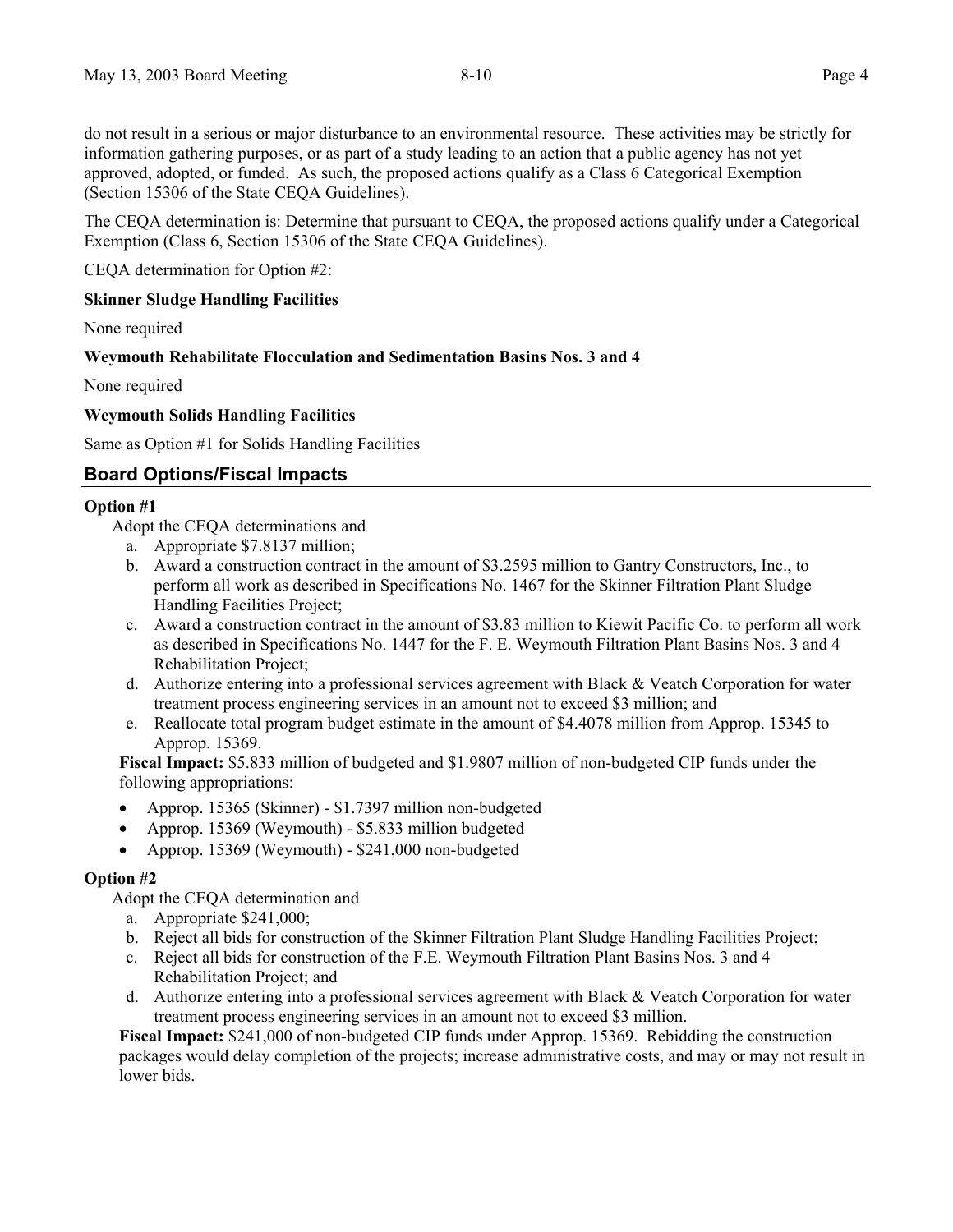do not result in a serious or major disturbance to an environmental resource. These activities may be strictly for information gathering purposes, or as part of a study leading to an action that a public agency has not yet approved, adopted, or funded. As such, the proposed actions qualify as a Class 6 Categorical Exemption (Section 15306 of the State CEQA Guidelines).

The CEQA determination is: Determine that pursuant to CEQA, the proposed actions qualify under a Categorical Exemption (Class 6, Section 15306 of the State CEQA Guidelines).

CEQA determination for Option #2:

**Skinner Sludge Handling Facilities**

None required

**Weymouth Rehabilitate Flocculation and Sedimentation Basins Nos. 3 and 4**

None required

**Weymouth Solids Handling Facilities**

Same as Option #1 for Solids Handling Facilities

## Board Options/Fiscal Impacts

**Option #1**

Adopt the CEQA determinations and

a. Appropriate $7.8137 million;
b. Award a construction contract in the amount of $3.2595 million to Gantry Constructors, Inc., to perform all work as described in Specifications No. 1467 for the Skinner Filtration Plant Sludge Handling Facilities Project;
c. Award a construction contract in the amount of $3.83 million to Kiewit Pacific Co. to perform all work as described in Specifications No. 1447 for the F. E. Weymouth Filtration Plant Basins Nos. 3 and 4 Rehabilitation Project;
d. Authorize entering into a professional services agreement with Black & Veatch Corporation for water treatment process engineering services in an amount not to exceed $3 million; and
e. Reallocate total program budget estimate in the amount of $4.4078 million from Approp. 15345 to Approp. 15369.

**Fiscal Impact:** $5.833 million of budgeted and $1.9807 million of non-budgeted CIP funds under the following appropriations:

- Approp. 15365 (Skinner) - $1.7397 million non-budgeted
- Approp. 15369 (Weymouth) - $5.833 million budgeted
- Approp. 15369 (Weymouth) - $241,000 non-budgeted

**Option #2**

Adopt the CEQA determination and

a. Appropriate $241,000;
b. Reject all bids for construction of the Skinner Filtration Plant Sludge Handling Facilities Project;
c. Reject all bids for construction of the F.E. Weymouth Filtration Plant Basins Nos. 3 and 4 Rehabilitation Project; and
d. Authorize entering into a professional services agreement with Black & Veatch Corporation for water treatment process engineering services in an amount not to exceed $3 million.

**Fiscal Impact:** $241,000 of non-budgeted CIP funds under Approp. 15369. Rebidding the construction packages would delay completion of the projects; increase administrative costs, and may or may not result in lower bids.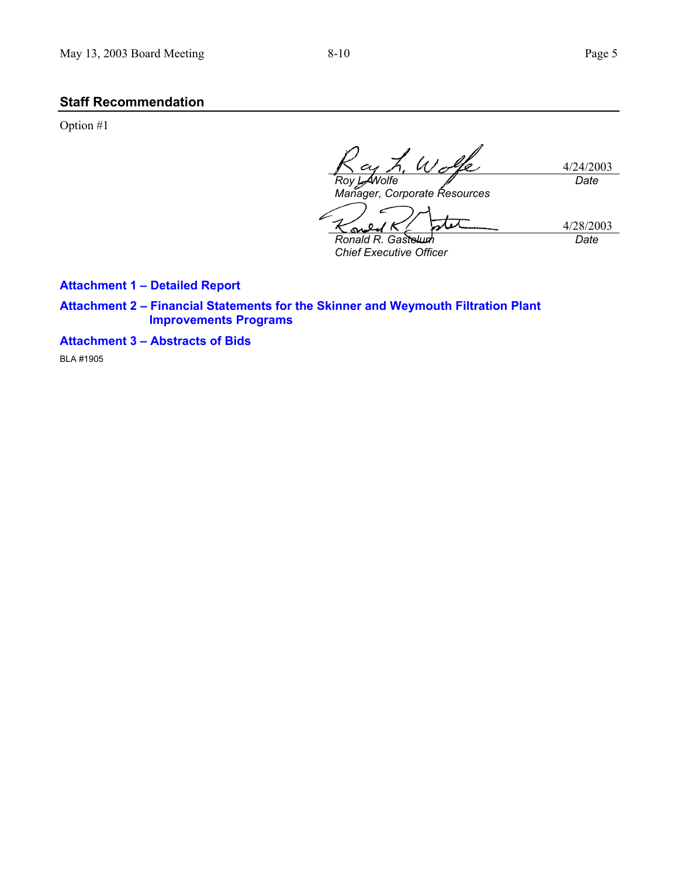## Staff Recommendation

Option #1

| | |
|---|---|
| *Roy L. Wolfe* | 4/24/2003 |
| *Manager, Corporate Resources* | *Date* |
| *Ronald R. Gastelum* | 4/28/2003 |
| *Chief Executive Officer* | *Date* |

**Attachment 1 – Detailed Report**

**Attachment 2 – Financial Statements for the Skinner and Weymouth Filtration Plant Improvements Programs**

**Attachment 3 – Abstracts of Bids**

BLA #1905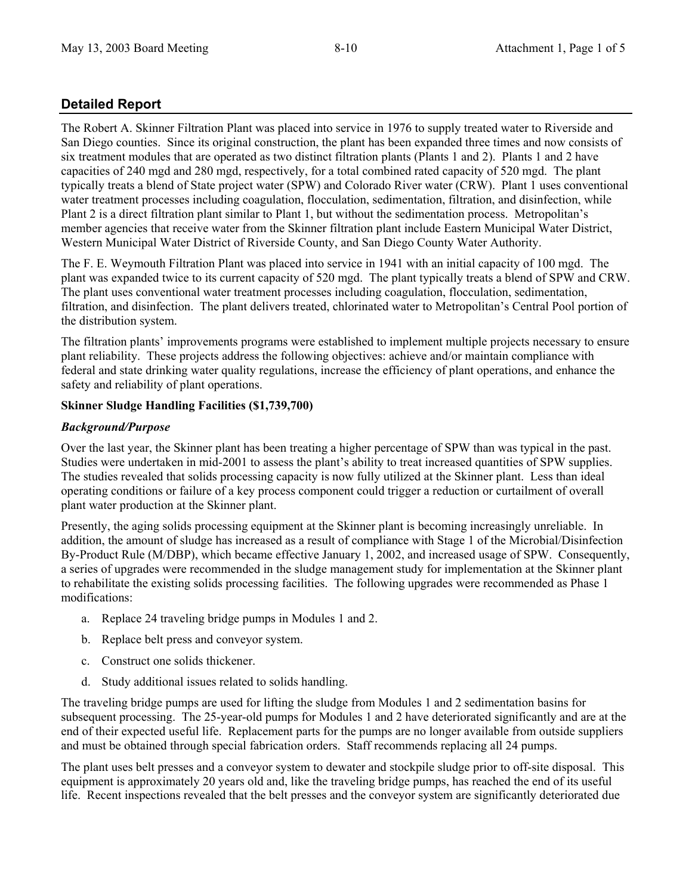## Detailed Report

The Robert A. Skinner Filtration Plant was placed into service in 1976 to supply treated water to Riverside and San Diego counties. Since its original construction, the plant has been expanded three times and now consists of six treatment modules that are operated as two distinct filtration plants (Plants 1 and 2). Plants 1 and 2 have capacities of 240 mgd and 280 mgd, respectively, for a total combined rated capacity of 520 mgd. The plant typically treats a blend of State project water (SPW) and Colorado River water (CRW). Plant 1 uses conventional water treatment processes including coagulation, flocculation, sedimentation, filtration, and disinfection, while Plant 2 is a direct filtration plant similar to Plant 1, but without the sedimentation process. Metropolitan's member agencies that receive water from the Skinner filtration plant include Eastern Municipal Water District, Western Municipal Water District of Riverside County, and San Diego County Water Authority.

The F. E. Weymouth Filtration Plant was placed into service in 1941 with an initial capacity of 100 mgd. The plant was expanded twice to its current capacity of 520 mgd. The plant typically treats a blend of SPW and CRW. The plant uses conventional water treatment processes including coagulation, flocculation, sedimentation, filtration, and disinfection. The plant delivers treated, chlorinated water to Metropolitan's Central Pool portion of the distribution system.

The filtration plants' improvements programs were established to implement multiple projects necessary to ensure plant reliability. These projects address the following objectives: achieve and/or maintain compliance with federal and state drinking water quality regulations, increase the efficiency of plant operations, and enhance the safety and reliability of plant operations.

**Skinner Sludge Handling Facilities ($1,739,700)**

***Background/Purpose***

Over the last year, the Skinner plant has been treating a higher percentage of SPW than was typical in the past. Studies were undertaken in mid-2001 to assess the plant's ability to treat increased quantities of SPW supplies. The studies revealed that solids processing capacity is now fully utilized at the Skinner plant. Less than ideal operating conditions or failure of a key process component could trigger a reduction or curtailment of overall plant water production at the Skinner plant.

Presently, the aging solids processing equipment at the Skinner plant is becoming increasingly unreliable. In addition, the amount of sludge has increased as a result of compliance with Stage 1 of the Microbial/Disinfection By-Product Rule (M/DBP), which became effective January 1, 2002, and increased usage of SPW. Consequently, a series of upgrades were recommended in the sludge management study for implementation at the Skinner plant to rehabilitate the existing solids processing facilities. The following upgrades were recommended as Phase 1 modifications:

a. Replace 24 traveling bridge pumps in Modules 1 and 2.

b. Replace belt press and conveyor system.

c. Construct one solids thickener.

d. Study additional issues related to solids handling.

The traveling bridge pumps are used for lifting the sludge from Modules 1 and 2 sedimentation basins for subsequent processing. The 25-year-old pumps for Modules 1 and 2 have deteriorated significantly and are at the end of their expected useful life. Replacement parts for the pumps are no longer available from outside suppliers and must be obtained through special fabrication orders. Staff recommends replacing all 24 pumps.

The plant uses belt presses and a conveyor system to dewater and stockpile sludge prior to off-site disposal. This equipment is approximately 20 years old and, like the traveling bridge pumps, has reached the end of its useful life. Recent inspections revealed that the belt presses and the conveyor system are significantly deteriorated due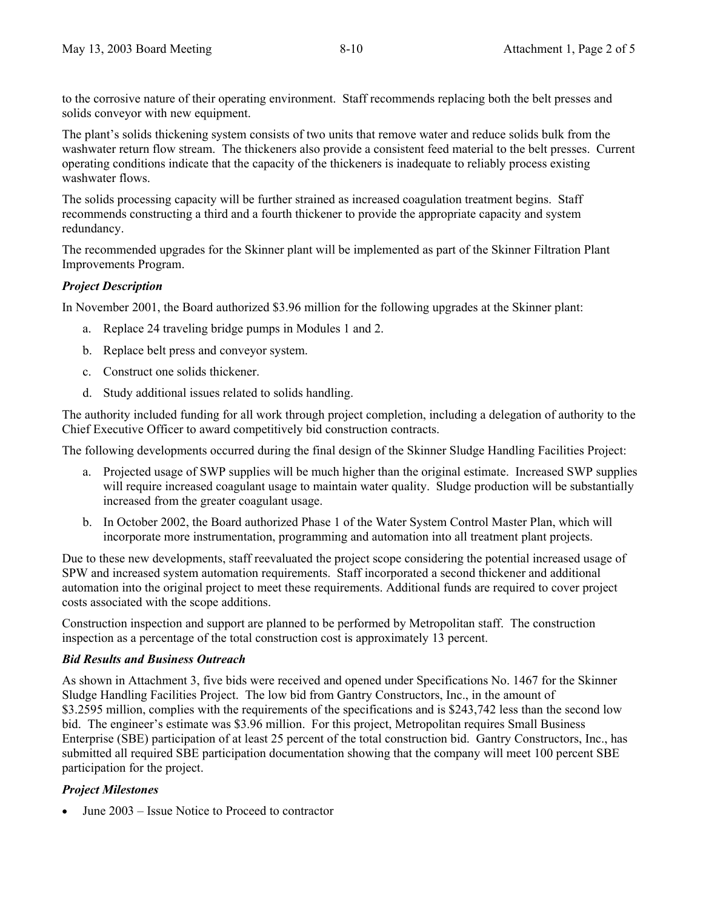to the corrosive nature of their operating environment. Staff recommends replacing both the belt presses and solids conveyor with new equipment.

The plant's solids thickening system consists of two units that remove water and reduce solids bulk from the washwater return flow stream. The thickeners also provide a consistent feed material to the belt presses. Current operating conditions indicate that the capacity of the thickeners is inadequate to reliably process existing washwater flows.

The solids processing capacity will be further strained as increased coagulation treatment begins. Staff recommends constructing a third and a fourth thickener to provide the appropriate capacity and system redundancy.

The recommended upgrades for the Skinner plant will be implemented as part of the Skinner Filtration Plant Improvements Program.

### *Project Description*

In November 2001, the Board authorized $3.96 million for the following upgrades at the Skinner plant:

a. Replace 24 traveling bridge pumps in Modules 1 and 2.
b. Replace belt press and conveyor system.
c. Construct one solids thickener.
d. Study additional issues related to solids handling.

The authority included funding for all work through project completion, including a delegation of authority to the Chief Executive Officer to award competitively bid construction contracts.

The following developments occurred during the final design of the Skinner Sludge Handling Facilities Project:

a. Projected usage of SWP supplies will be much higher than the original estimate. Increased SWP supplies will require increased coagulant usage to maintain water quality. Sludge production will be substantially increased from the greater coagulant usage.
b. In October 2002, the Board authorized Phase 1 of the Water System Control Master Plan, which will incorporate more instrumentation, programming and automation into all treatment plant projects.

Due to these new developments, staff reevaluated the project scope considering the potential increased usage of SPW and increased system automation requirements. Staff incorporated a second thickener and additional automation into the original project to meet these requirements. Additional funds are required to cover project costs associated with the scope additions.

Construction inspection and support are planned to be performed by Metropolitan staff. The construction inspection as a percentage of the total construction cost is approximately 13 percent.

### *Bid Results and Business Outreach*

As shown in Attachment 3, five bids were received and opened under Specifications No. 1467 for the Skinner Sludge Handling Facilities Project. The low bid from Gantry Constructors, Inc., in the amount of $3.2595 million, complies with the requirements of the specifications and is $243,742 less than the second low bid. The engineer's estimate was $3.96 million. For this project, Metropolitan requires Small Business Enterprise (SBE) participation of at least 25 percent of the total construction bid. Gantry Constructors, Inc., has submitted all required SBE participation documentation showing that the company will meet 100 percent SBE participation for the project.

### *Project Milestones*

- June 2003 – Issue Notice to Proceed to contractor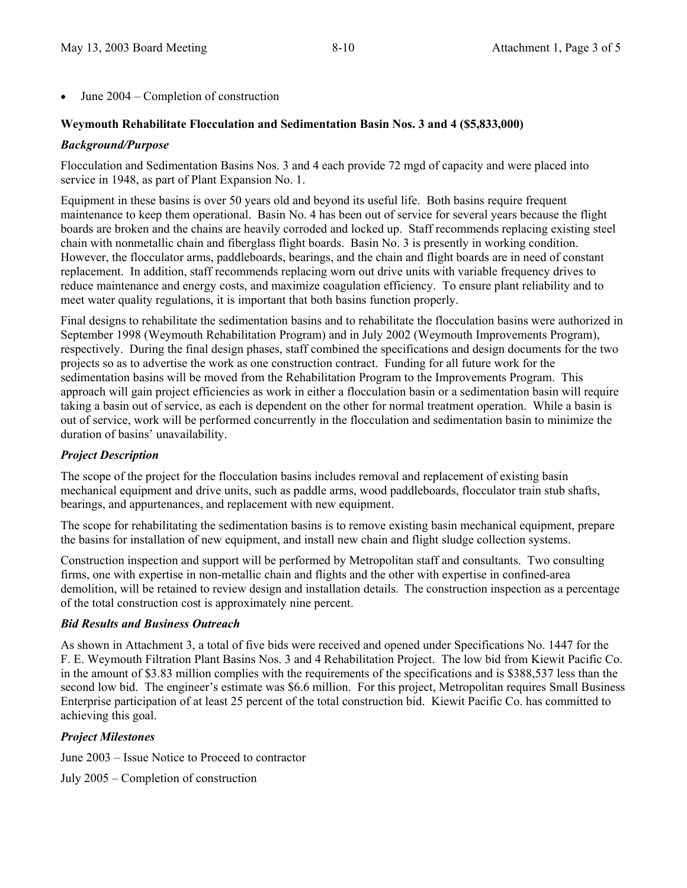- June 2004 – Completion of construction

**Weymouth Rehabilitate Flocculation and Sedimentation Basin Nos. 3 and 4 ($5,833,000)**

***Background/Purpose***

Flocculation and Sedimentation Basins Nos. 3 and 4 each provide 72 mgd of capacity and were placed into service in 1948, as part of Plant Expansion No. 1.

Equipment in these basins is over 50 years old and beyond its useful life. Both basins require frequent maintenance to keep them operational. Basin No. 4 has been out of service for several years because the flight boards are broken and the chains are heavily corroded and locked up. Staff recommends replacing existing steel chain with nonmetallic chain and fiberglass flight boards. Basin No. 3 is presently in working condition. However, the flocculator arms, paddleboards, bearings, and the chain and flight boards are in need of constant replacement. In addition, staff recommends replacing worn out drive units with variable frequency drives to reduce maintenance and energy costs, and maximize coagulation efficiency. To ensure plant reliability and to meet water quality regulations, it is important that both basins function properly.

Final designs to rehabilitate the sedimentation basins and to rehabilitate the flocculation basins were authorized in September 1998 (Weymouth Rehabilitation Program) and in July 2002 (Weymouth Improvements Program), respectively. During the final design phases, staff combined the specifications and design documents for the two projects so as to advertise the work as one construction contract. Funding for all future work for the sedimentation basins will be moved from the Rehabilitation Program to the Improvements Program. This approach will gain project efficiencies as work in either a flocculation basin or a sedimentation basin will require taking a basin out of service, as each is dependent on the other for normal treatment operation. While a basin is out of service, work will be performed concurrently in the flocculation and sedimentation basin to minimize the duration of basins' unavailability.

***Project Description***

The scope of the project for the flocculation basins includes removal and replacement of existing basin mechanical equipment and drive units, such as paddle arms, wood paddleboards, flocculator train stub shafts, bearings, and appurtenances, and replacement with new equipment.

The scope for rehabilitating the sedimentation basins is to remove existing basin mechanical equipment, prepare the basins for installation of new equipment, and install new chain and flight sludge collection systems.

Construction inspection and support will be performed by Metropolitan staff and consultants. Two consulting firms, one with expertise in non-metallic chain and flights and the other with expertise in confined-area demolition, will be retained to review design and installation details. The construction inspection as a percentage of the total construction cost is approximately nine percent.

***Bid Results and Business Outreach***

As shown in Attachment 3, a total of five bids were received and opened under Specifications No. 1447 for the F. E. Weymouth Filtration Plant Basins Nos. 3 and 4 Rehabilitation Project. The low bid from Kiewit Pacific Co. in the amount of $3.83 million complies with the requirements of the specifications and is $388,537 less than the second low bid. The engineer's estimate was $6.6 million. For this project, Metropolitan requires Small Business Enterprise participation of at least 25 percent of the total construction bid. Kiewit Pacific Co. has committed to achieving this goal.

***Project Milestones***

June 2003 – Issue Notice to Proceed to contractor

July 2005 – Completion of construction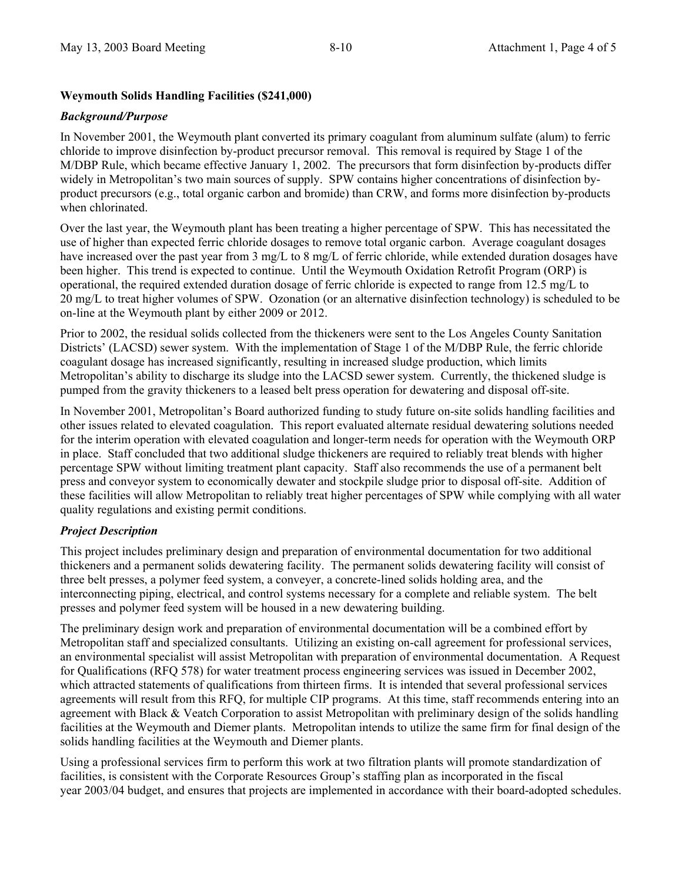**Weymouth Solids Handling Facilities ($241,000)**

***Background/Purpose***

In November 2001, the Weymouth plant converted its primary coagulant from aluminum sulfate (alum) to ferric chloride to improve disinfection by-product precursor removal. This removal is required by Stage 1 of the M/DBP Rule, which became effective January 1, 2002. The precursors that form disinfection by-products differ widely in Metropolitan's two main sources of supply. SPW contains higher concentrations of disinfection by-product precursors (e.g., total organic carbon and bromide) than CRW, and forms more disinfection by-products when chlorinated.

Over the last year, the Weymouth plant has been treating a higher percentage of SPW. This has necessitated the use of higher than expected ferric chloride dosages to remove total organic carbon. Average coagulant dosages have increased over the past year from 3 mg/L to 8 mg/L of ferric chloride, while extended duration dosages have been higher. This trend is expected to continue. Until the Weymouth Oxidation Retrofit Program (ORP) is operational, the required extended duration dosage of ferric chloride is expected to range from 12.5 mg/L to 20 mg/L to treat higher volumes of SPW. Ozonation (or an alternative disinfection technology) is scheduled to be on-line at the Weymouth plant by either 2009 or 2012.

Prior to 2002, the residual solids collected from the thickeners were sent to the Los Angeles County Sanitation Districts' (LACSD) sewer system. With the implementation of Stage 1 of the M/DBP Rule, the ferric chloride coagulant dosage has increased significantly, resulting in increased sludge production, which limits Metropolitan's ability to discharge its sludge into the LACSD sewer system. Currently, the thickened sludge is pumped from the gravity thickeners to a leased belt press operation for dewatering and disposal off-site.

In November 2001, Metropolitan's Board authorized funding to study future on-site solids handling facilities and other issues related to elevated coagulation. This report evaluated alternate residual dewatering solutions needed for the interim operation with elevated coagulation and longer-term needs for operation with the Weymouth ORP in place. Staff concluded that two additional sludge thickeners are required to reliably treat blends with higher percentage SPW without limiting treatment plant capacity. Staff also recommends the use of a permanent belt press and conveyor system to economically dewater and stockpile sludge prior to disposal off-site. Addition of these facilities will allow Metropolitan to reliably treat higher percentages of SPW while complying with all water quality regulations and existing permit conditions.

***Project Description***

This project includes preliminary design and preparation of environmental documentation for two additional thickeners and a permanent solids dewatering facility. The permanent solids dewatering facility will consist of three belt presses, a polymer feed system, a conveyer, a concrete-lined solids holding area, and the interconnecting piping, electrical, and control systems necessary for a complete and reliable system. The belt presses and polymer feed system will be housed in a new dewatering building.

The preliminary design work and preparation of environmental documentation will be a combined effort by Metropolitan staff and specialized consultants. Utilizing an existing on-call agreement for professional services, an environmental specialist will assist Metropolitan with preparation of environmental documentation. A Request for Qualifications (RFQ 578) for water treatment process engineering services was issued in December 2002, which attracted statements of qualifications from thirteen firms. It is intended that several professional services agreements will result from this RFQ, for multiple CIP programs. At this time, staff recommends entering into an agreement with Black & Veatch Corporation to assist Metropolitan with preliminary design of the solids handling facilities at the Weymouth and Diemer plants. Metropolitan intends to utilize the same firm for final design of the solids handling facilities at the Weymouth and Diemer plants.

Using a professional services firm to perform this work at two filtration plants will promote standardization of facilities, is consistent with the Corporate Resources Group's staffing plan as incorporated in the fiscal year 2003/04 budget, and ensures that projects are implemented in accordance with their board-adopted schedules.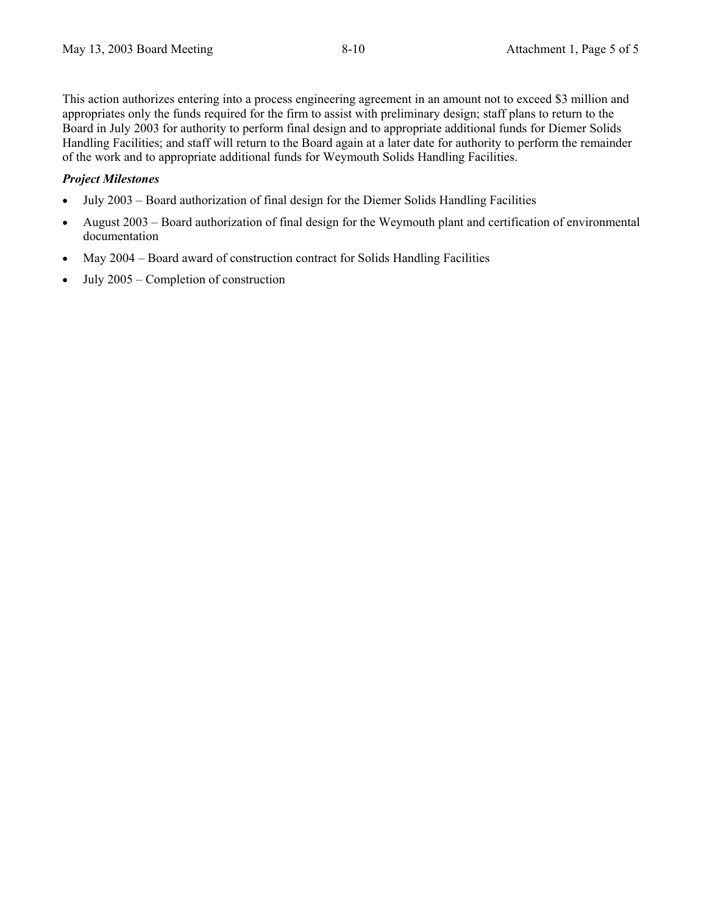This action authorizes entering into a process engineering agreement in an amount not to exceed $3 million and appropriates only the funds required for the firm to assist with preliminary design; staff plans to return to the Board in July 2003 for authority to perform final design and to appropriate additional funds for Diemer Solids Handling Facilities; and staff will return to the Board again at a later date for authority to perform the remainder of the work and to appropriate additional funds for Weymouth Solids Handling Facilities.

***Project Milestones***

- July 2003 – Board authorization of final design for the Diemer Solids Handling Facilities
- August 2003 – Board authorization of final design for the Weymouth plant and certification of environmental documentation
- May 2004 – Board award of construction contract for Solids Handling Facilities
- July 2005 – Completion of construction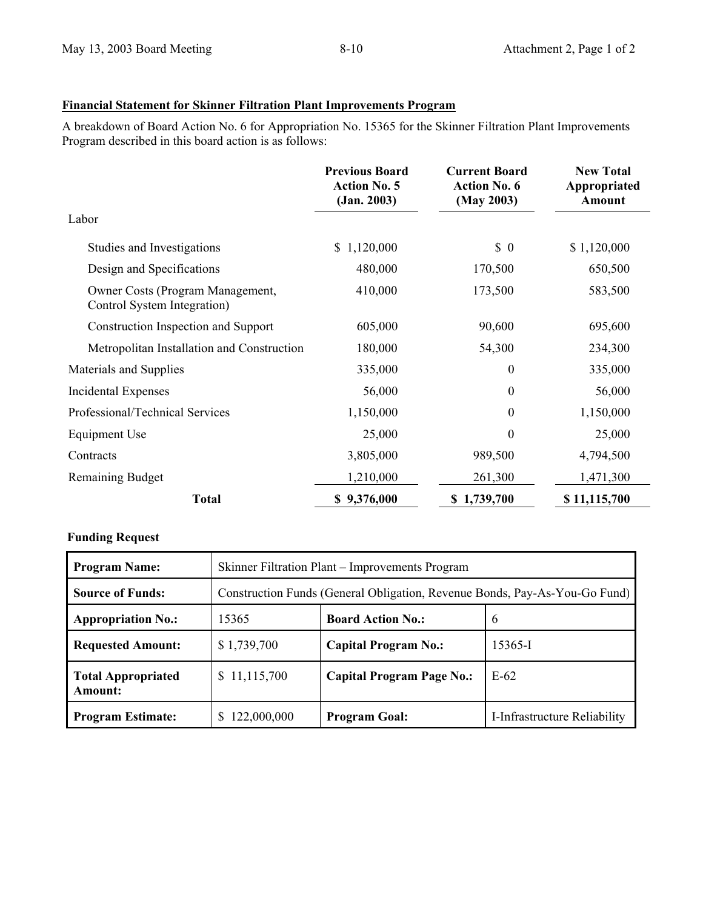**Financial Statement for Skinner Filtration Plant Improvements Program**

A breakdown of Board Action No. 6 for Appropriation No. 15365 for the Skinner Filtration Plant Improvements Program described in this board action is as follows:

| | Previous Board Action No. 5 (Jan. 2003) | Current Board Action No. 6 (May 2003) | New Total Appropriated Amount |
|---|---|---|---|
| Labor | | | |
| Studies and Investigations | $ 1,120,000 | $ 0 | $ 1,120,000 |
| Design and Specifications | 480,000 | 170,500 | 650,500 |
| Owner Costs (Program Management, Control System Integration) | 410,000 | 173,500 | 583,500 |
| Construction Inspection and Support | 605,000 | 90,600 | 695,600 |
| Metropolitan Installation and Construction | 180,000 | 54,300 | 234,300 |
| Materials and Supplies | 335,000 | 0 | 335,000 |
| Incidental Expenses | 56,000 | 0 | 56,000 |
| Professional/Technical Services | 1,150,000 | 0 | 1,150,000 |
| Equipment Use | 25,000 | 0 | 25,000 |
| Contracts | 3,805,000 | 989,500 | 4,794,500 |
| Remaining Budget | 1,210,000 | 261,300 | 1,471,300 |
| **Total** | **$ 9,376,000** | **$ 1,739,700** | **$ 11,115,700** |

**Funding Request**

| | | | |
|---|---|---|---|
| **Program Name:** | Skinner Filtration Plant – Improvements Program | | |
| **Source of Funds:** | Construction Funds (General Obligation, Revenue Bonds, Pay-As-You-Go Fund) | | |
| **Appropriation No.:** | 15365 | **Board Action No.:** | 6 |
| **Requested Amount:** | $ 1,739,700 | **Capital Program No.:** | 15365-I |
| **Total Appropriated Amount:** | $ 11,115,700 | **Capital Program Page No.:** | E-62 |
| **Program Estimate:** | $ 122,000,000 | **Program Goal:** | I-Infrastructure Reliability |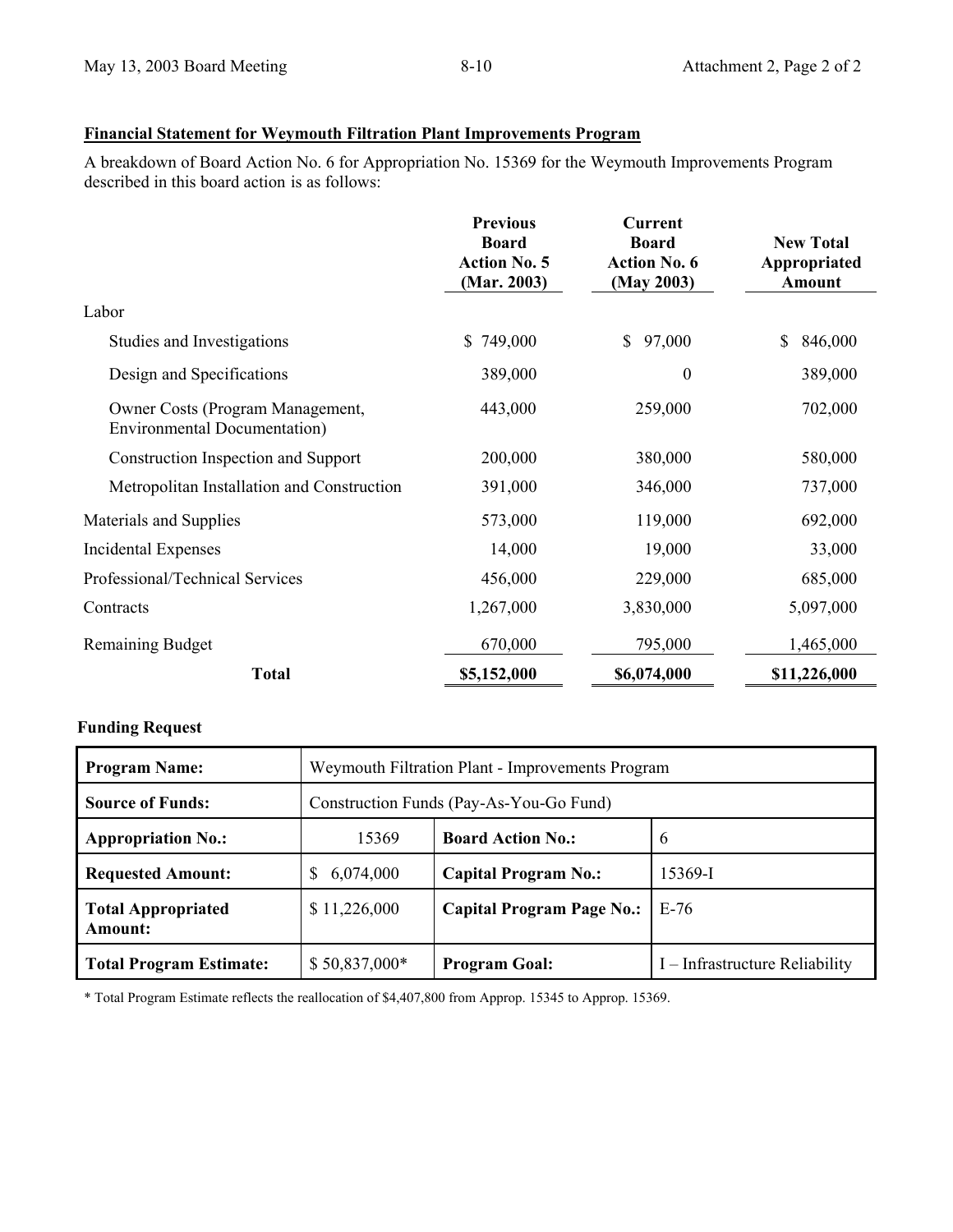**Financial Statement for Weymouth Filtration Plant Improvements Program**

A breakdown of Board Action No. 6 for Appropriation No. 15369 for the Weymouth Improvements Program described in this board action is as follows:

| | Previous Board Action No. 5 (Mar. 2003) | Current Board Action No. 6 (May 2003) | New Total Appropriated Amount |
|---|---|---|---|
| Labor | | | |
| Studies and Investigations | $ 749,000 | $ 97,000 | $ 846,000 |
| Design and Specifications | 389,000 | 0 | 389,000 |
| Owner Costs (Program Management, Environmental Documentation) | 443,000 | 259,000 | 702,000 |
| Construction Inspection and Support | 200,000 | 380,000 | 580,000 |
| Metropolitan Installation and Construction | 391,000 | 346,000 | 737,000 |
| Materials and Supplies | 573,000 | 119,000 | 692,000 |
| Incidental Expenses | 14,000 | 19,000 | 33,000 |
| Professional/Technical Services | 456,000 | 229,000 | 685,000 |
| Contracts | 1,267,000 | 3,830,000 | 5,097,000 |
| Remaining Budget | 670,000 | 795,000 | 1,465,000 |
| **Total** | **$5,152,000** | **$6,074,000** | **$11,226,000** |

**Funding Request**

| **Program Name:** | Weymouth Filtration Plant - Improvements Program | | |
|---|---|---|---|
| **Source of Funds:** | Construction Funds (Pay-As-You-Go Fund) | | |
| **Appropriation No.:** | 15369 | **Board Action No.:** | 6 |
| **Requested Amount:** | $ 6,074,000 | **Capital Program No.:** | 15369-I |
| **Total Appropriated Amount:** | $ 11,226,000 | **Capital Program Page No.:** | E-76 |
| **Total Program Estimate:** | $ 50,837,000* | **Program Goal:** | I – Infrastructure Reliability |

* Total Program Estimate reflects the reallocation of $4,407,800 from Approp. 15345 to Approp. 15369.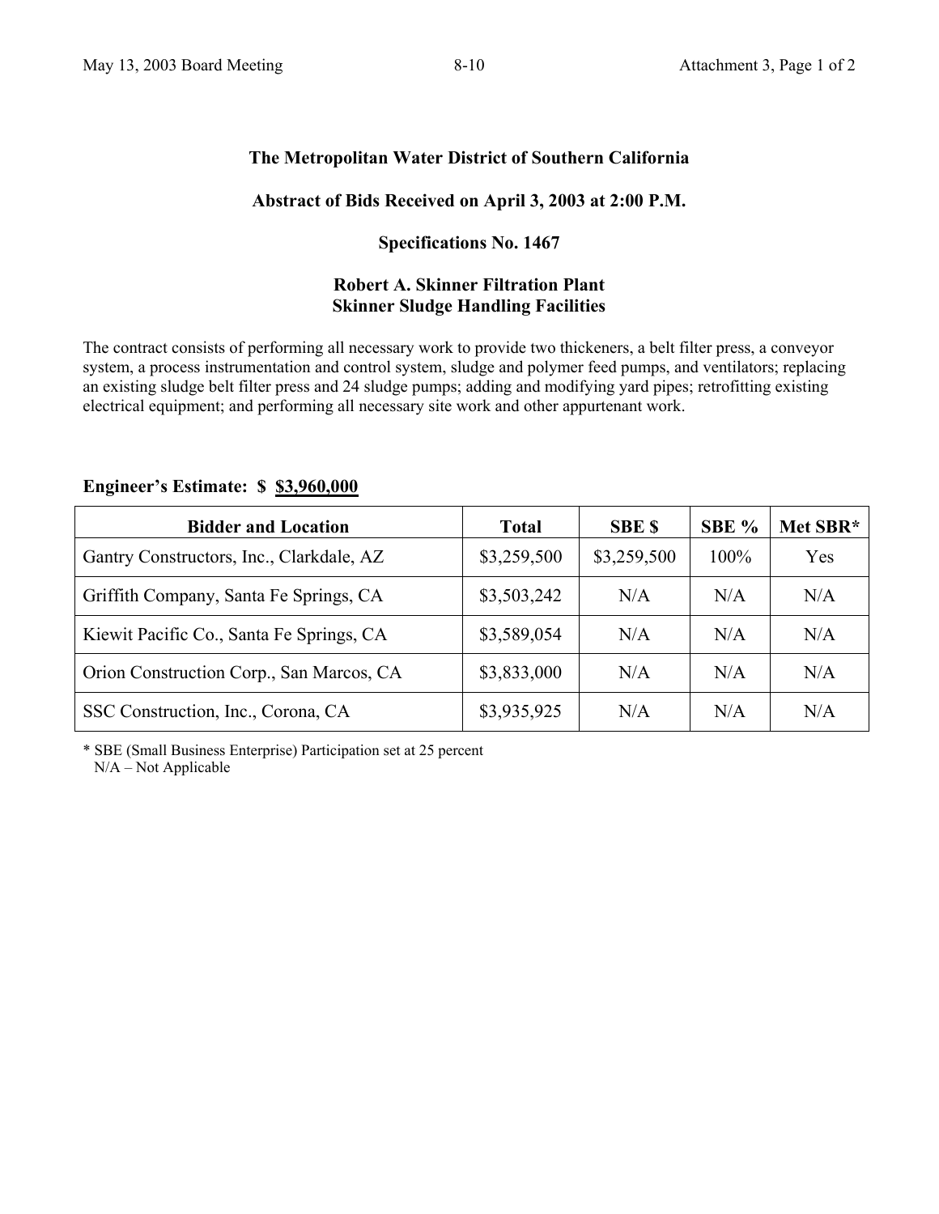## The Metropolitan Water District of Southern California

### Abstract of Bids Received on April 3, 2003 at 2:00 P.M.

### Specifications No. 1467

### Robert A. Skinner Filtration Plant
### Skinner Sludge Handling Facilities

The contract consists of performing all necessary work to provide two thickeners, a belt filter press, a conveyor system, a process instrumentation and control system, sludge and polymer feed pumps, and ventilators; replacing an existing sludge belt filter press and 24 sludge pumps; adding and modifying yard pipes; retrofitting existing electrical equipment; and performing all necessary site work and other appurtenant work.

**Engineer's Estimate: $ $3,960,000**

| Bidder and Location | Total | SBE $ | SBE % | Met SBR* |
|---|---|---|---|---|
| Gantry Constructors, Inc., Clarkdale, AZ | $3,259,500 | $3,259,500 | 100% | Yes |
| Griffith Company, Santa Fe Springs, CA | $3,503,242 | N/A | N/A | N/A |
| Kiewit Pacific Co., Santa Fe Springs, CA | $3,589,054 | N/A | N/A | N/A |
| Orion Construction Corp., San Marcos, CA | $3,833,000 | N/A | N/A | N/A |
| SSC Construction, Inc., Corona, CA | $3,935,925 | N/A | N/A | N/A |

\* SBE (Small Business Enterprise) Participation set at 25 percent
N/A – Not Applicable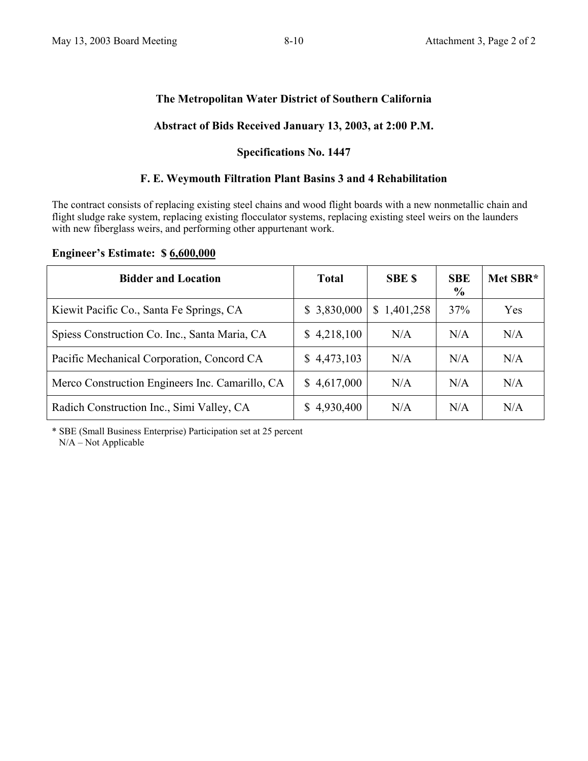## The Metropolitan Water District of Southern California

### Abstract of Bids Received January 13, 2003, at 2:00 P.M.

### Specifications No. 1447

### F. E. Weymouth Filtration Plant Basins 3 and 4 Rehabilitation

The contract consists of replacing existing steel chains and wood flight boards with a new nonmetallic chain and flight sludge rake system, replacing existing flocculator systems, replacing existing steel weirs on the launders with new fiberglass weirs, and performing other appurtenant work.

**Engineer's Estimate: $ 6,600,000**

| Bidder and Location | Total | SBE $ | SBE % | Met SBR* |
|---|---|---|---|---|
| Kiewit Pacific Co., Santa Fe Springs, CA | $ 3,830,000 | $ 1,401,258 | 37% | Yes |
| Spiess Construction Co. Inc., Santa Maria, CA | $ 4,218,100 | N/A | N/A | N/A |
| Pacific Mechanical Corporation, Concord CA | $ 4,473,103 | N/A | N/A | N/A |
| Merco Construction Engineers Inc. Camarillo, CA | $ 4,617,000 | N/A | N/A | N/A |
| Radich Construction Inc., Simi Valley, CA | $ 4,930,400 | N/A | N/A | N/A |

* SBE (Small Business Enterprise) Participation set at 25 percent
N/A – Not Applicable